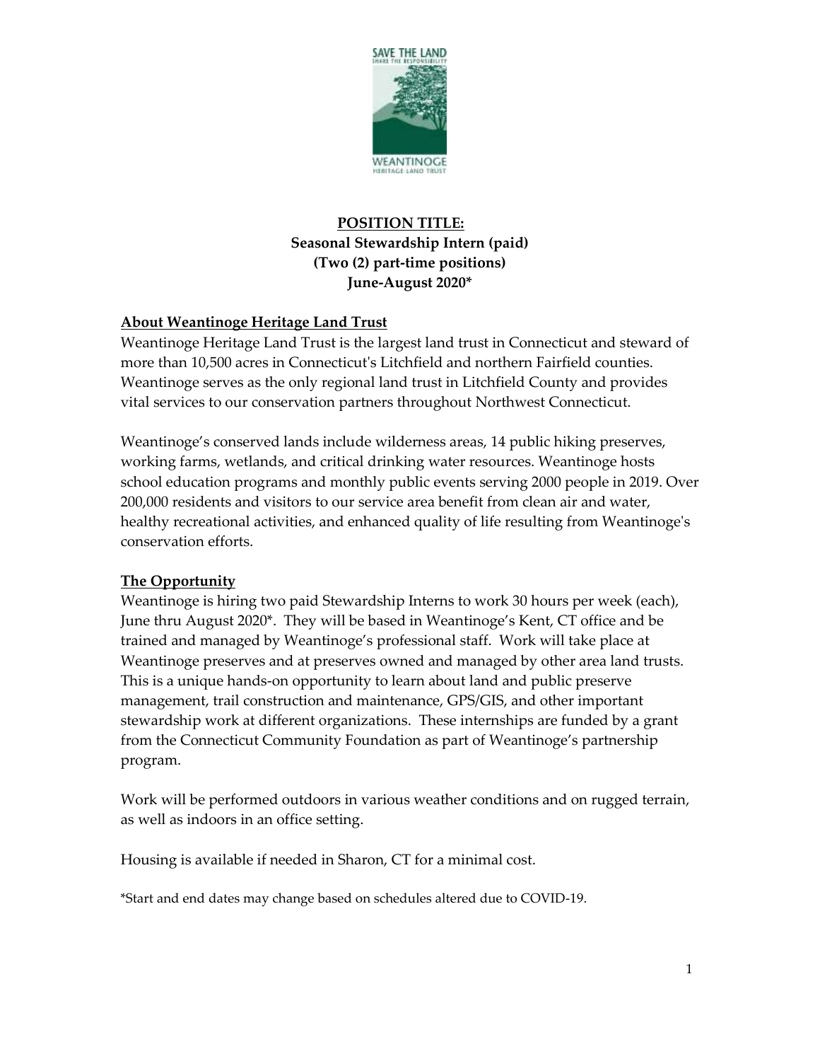**POSITION TITLE:**
**Seasonal Stewardship Intern (paid)**
**(Two (2) part-time positions)**
**June-August 2020***

## About Weantinoge Heritage Land Trust

Weantinoge Heritage Land Trust is the largest land trust in Connecticut and steward of more than 10,500 acres in Connecticut's Litchfield and northern Fairfield counties. Weantinoge serves as the only regional land trust in Litchfield County and provides vital services to our conservation partners throughout Northwest Connecticut.

Weantinoge's conserved lands include wilderness areas, 14 public hiking preserves, working farms, wetlands, and critical drinking water resources. Weantinoge hosts school education programs and monthly public events serving 2000 people in 2019. Over 200,000 residents and visitors to our service area benefit from clean air and water, healthy recreational activities, and enhanced quality of life resulting from Weantinoge's conservation efforts.

## The Opportunity

Weantinoge is hiring two paid Stewardship Interns to work 30 hours per week (each), June thru August 2020*. They will be based in Weantinoge's Kent, CT office and be trained and managed by Weantinoge's professional staff. Work will take place at Weantinoge preserves and at preserves owned and managed by other area land trusts. This is a unique hands-on opportunity to learn about land and public preserve management, trail construction and maintenance, GPS/GIS, and other important stewardship work at different organizations. These internships are funded by a grant from the Connecticut Community Foundation as part of Weantinoge's partnership program.

Work will be performed outdoors in various weather conditions and on rugged terrain, as well as indoors in an office setting.

Housing is available if needed in Sharon, CT for a minimal cost.

*Start and end dates may change based on schedules altered due to COVID-19.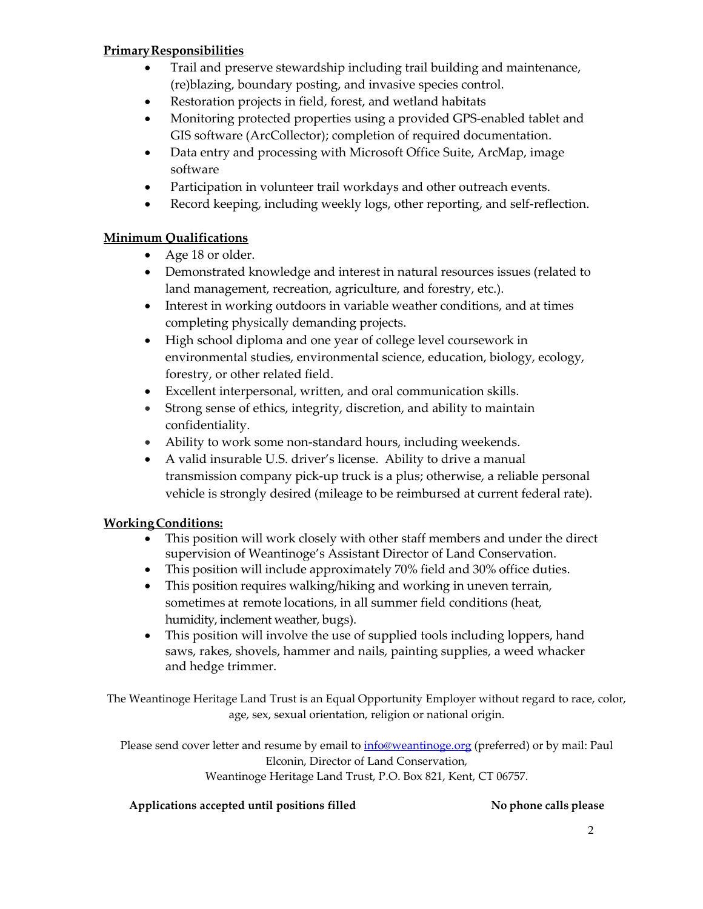## Primary Responsibilities

- Trail and preserve stewardship including trail building and maintenance, (re)blazing, boundary posting, and invasive species control.
- Restoration projects in field, forest, and wetland habitats
- Monitoring protected properties using a provided GPS-enabled tablet and GIS software (ArcCollector); completion of required documentation.
- Data entry and processing with Microsoft Office Suite, ArcMap, image software
- Participation in volunteer trail workdays and other outreach events.
- Record keeping, including weekly logs, other reporting, and self-reflection.

## Minimum Qualifications

- Age 18 or older.
- Demonstrated knowledge and interest in natural resources issues (related to land management, recreation, agriculture, and forestry, etc.).
- Interest in working outdoors in variable weather conditions, and at times completing physically demanding projects.
- High school diploma and one year of college level coursework in environmental studies, environmental science, education, biology, ecology, forestry, or other related field.
- Excellent interpersonal, written, and oral communication skills.
- Strong sense of ethics, integrity, discretion, and ability to maintain confidentiality.
- Ability to work some non-standard hours, including weekends.
- A valid insurable U.S. driver's license. Ability to drive a manual transmission company pick-up truck is a plus; otherwise, a reliable personal vehicle is strongly desired (mileage to be reimbursed at current federal rate).

## Working Conditions:

- This position will work closely with other staff members and under the direct supervision of Weantinoge's Assistant Director of Land Conservation.
- This position will include approximately 70% field and 30% office duties.
- This position requires walking/hiking and working in uneven terrain, sometimes at remote locations, in all summer field conditions (heat, humidity, inclement weather, bugs).
- This position will involve the use of supplied tools including loppers, hand saws, rakes, shovels, hammer and nails, painting supplies, a weed whacker and hedge trimmer.

The Weantinoge Heritage Land Trust is an Equal Opportunity Employer without regard to race, color, age, sex, sexual orientation, religion or national origin.

Please send cover letter and resume by email to info@weantinoge.org (preferred) or by mail: Paul Elconin, Director of Land Conservation,
Weantinoge Heritage Land Trust, P.O. Box 821, Kent, CT 06757.

**Applications accepted until positions filled** **No phone calls please**